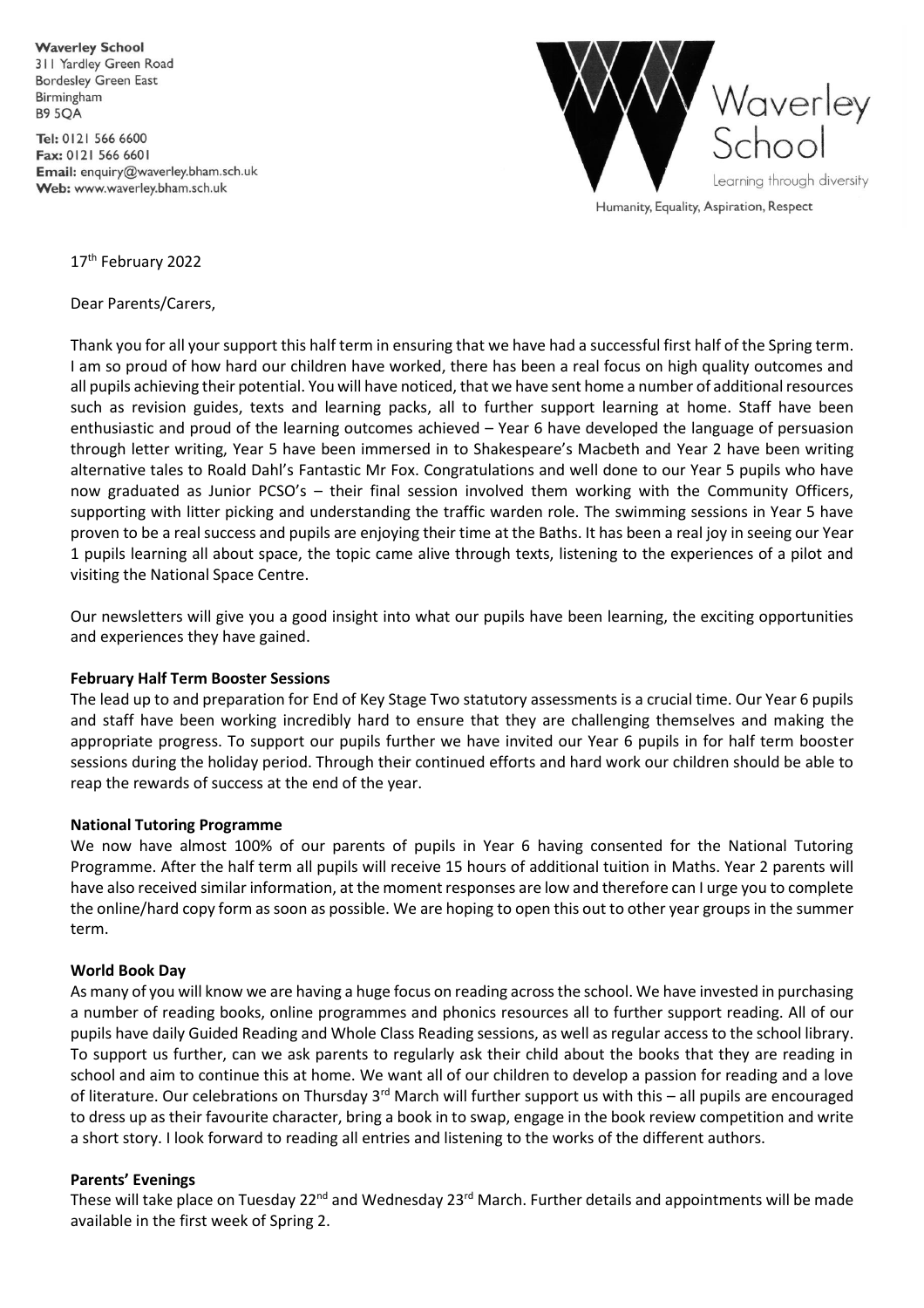**Waverley School**
311 Yardley Green Road
Bordesley Green East
Birmingham
B9 5QA

**Tel:** 0121 566 6600
**Fax:** 0121 566 6601
**Email:** enquiry@waverley.bham.sch.uk
**Web:** www.waverley.bham.sch.uk

Waverley School
Learning through diversity
Humanity, Equality, Aspiration, Respect

17th February 2022

Dear Parents/Carers,

Thank you for all your support this half term in ensuring that we have had a successful first half of the Spring term. I am so proud of how hard our children have worked, there has been a real focus on high quality outcomes and all pupils achieving their potential. You will have noticed, that we have sent home a number of additional resources such as revision guides, texts and learning packs, all to further support learning at home. Staff have been enthusiastic and proud of the learning outcomes achieved – Year 6 have developed the language of persuasion through letter writing, Year 5 have been immersed in to Shakespeare's Macbeth and Year 2 have been writing alternative tales to Roald Dahl's Fantastic Mr Fox. Congratulations and well done to our Year 5 pupils who have now graduated as Junior PCSO's – their final session involved them working with the Community Officers, supporting with litter picking and understanding the traffic warden role. The swimming sessions in Year 5 have proven to be a real success and pupils are enjoying their time at the Baths. It has been a real joy in seeing our Year 1 pupils learning all about space, the topic came alive through texts, listening to the experiences of a pilot and visiting the National Space Centre.

Our newsletters will give you a good insight into what our pupils have been learning, the exciting opportunities and experiences they have gained.

**February Half Term Booster Sessions**

The lead up to and preparation for End of Key Stage Two statutory assessments is a crucial time. Our Year 6 pupils and staff have been working incredibly hard to ensure that they are challenging themselves and making the appropriate progress. To support our pupils further we have invited our Year 6 pupils in for half term booster sessions during the holiday period. Through their continued efforts and hard work our children should be able to reap the rewards of success at the end of the year.

**National Tutoring Programme**

We now have almost 100% of our parents of pupils in Year 6 having consented for the National Tutoring Programme. After the half term all pupils will receive 15 hours of additional tuition in Maths. Year 2 parents will have also received similar information, at the moment responses are low and therefore can I urge you to complete the online/hard copy form as soon as possible. We are hoping to open this out to other year groups in the summer term.

**World Book Day**

As many of you will know we are having a huge focus on reading across the school. We have invested in purchasing a number of reading books, online programmes and phonics resources all to further support reading. All of our pupils have daily Guided Reading and Whole Class Reading sessions, as well as regular access to the school library. To support us further, can we ask parents to regularly ask their child about the books that they are reading in school and aim to continue this at home. We want all of our children to develop a passion for reading and a love of literature. Our celebrations on Thursday 3rd March will further support us with this – all pupils are encouraged to dress up as their favourite character, bring a book in to swap, engage in the book review competition and write a short story. I look forward to reading all entries and listening to the works of the different authors.

**Parents' Evenings**

These will take place on Tuesday 22nd and Wednesday 23rd March. Further details and appointments will be made available in the first week of Spring 2.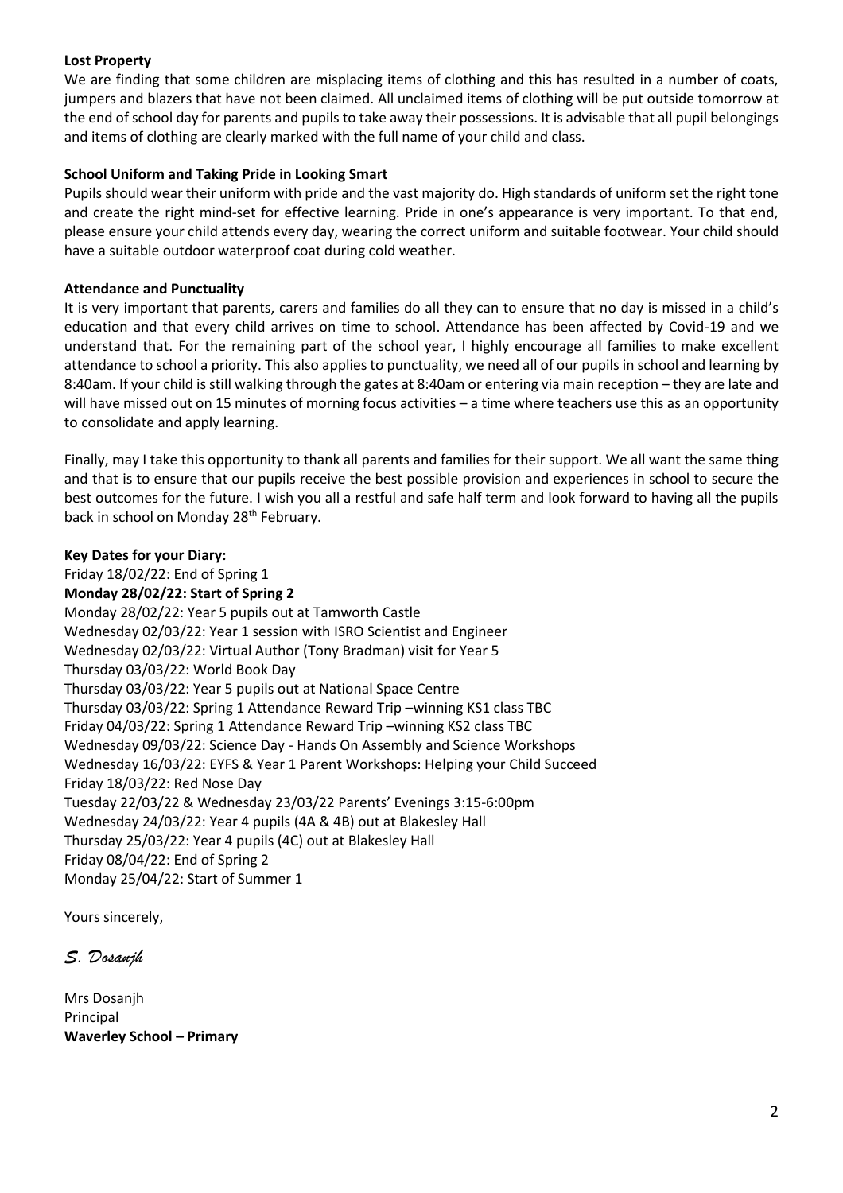**Lost Property**

We are finding that some children are misplacing items of clothing and this has resulted in a number of coats, jumpers and blazers that have not been claimed. All unclaimed items of clothing will be put outside tomorrow at the end of school day for parents and pupils to take away their possessions. It is advisable that all pupil belongings and items of clothing are clearly marked with the full name of your child and class.

**School Uniform and Taking Pride in Looking Smart**

Pupils should wear their uniform with pride and the vast majority do. High standards of uniform set the right tone and create the right mind-set for effective learning. Pride in one's appearance is very important. To that end, please ensure your child attends every day, wearing the correct uniform and suitable footwear. Your child should have a suitable outdoor waterproof coat during cold weather.

**Attendance and Punctuality**

It is very important that parents, carers and families do all they can to ensure that no day is missed in a child's education and that every child arrives on time to school. Attendance has been affected by Covid-19 and we understand that. For the remaining part of the school year, I highly encourage all families to make excellent attendance to school a priority. This also applies to punctuality, we need all of our pupils in school and learning by 8:40am. If your child is still walking through the gates at 8:40am or entering via main reception – they are late and will have missed out on 15 minutes of morning focus activities – a time where teachers use this as an opportunity to consolidate and apply learning.

Finally, may I take this opportunity to thank all parents and families for their support. We all want the same thing and that is to ensure that our pupils receive the best possible provision and experiences in school to secure the best outcomes for the future. I wish you all a restful and safe half term and look forward to having all the pupils back in school on Monday 28th February.

**Key Dates for your Diary:**

Friday 18/02/22: End of Spring 1
**Monday 28/02/22: Start of Spring 2**
Monday 28/02/22: Year 5 pupils out at Tamworth Castle
Wednesday 02/03/22: Year 1 session with ISRO Scientist and Engineer
Wednesday 02/03/22: Virtual Author (Tony Bradman) visit for Year 5
Thursday 03/03/22: World Book Day
Thursday 03/03/22: Year 5 pupils out at National Space Centre
Thursday 03/03/22: Spring 1 Attendance Reward Trip –winning KS1 class TBC
Friday 04/03/22: Spring 1 Attendance Reward Trip –winning KS2 class TBC
Wednesday 09/03/22: Science Day - Hands On Assembly and Science Workshops
Wednesday 16/03/22: EYFS & Year 1 Parent Workshops: Helping your Child Succeed
Friday 18/03/22: Red Nose Day
Tuesday 22/03/22 & Wednesday 23/03/22 Parents' Evenings 3:15-6:00pm
Wednesday 24/03/22: Year 4 pupils (4A & 4B) out at Blakesley Hall
Thursday 25/03/22: Year 4 pupils (4C) out at Blakesley Hall
Friday 08/04/22: End of Spring 2
Monday 25/04/22: Start of Summer 1

Yours sincerely,

*S. Dosanjh*

Mrs Dosanjh
Principal
**Waverley School – Primary**